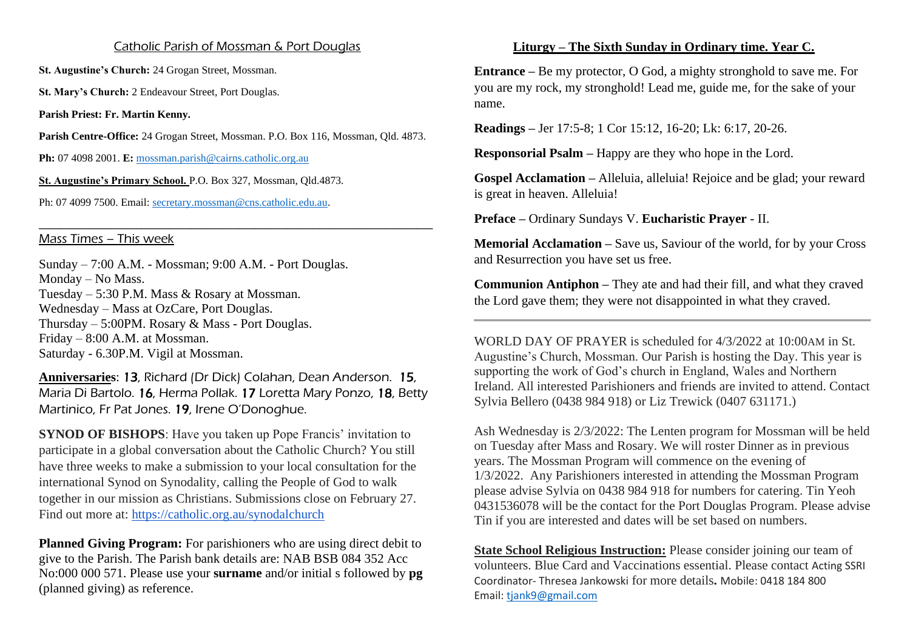## Catholic Parish of Mossman & Port Douglas

**St. Augustine's Church:** 24 Grogan Street, Mossman.

**St. Mary's Church:** 2 Endeavour Street, Port Douglas.

**Parish Priest: Fr. Martin Kenny.**

**Parish Centre-Office:** 24 Grogan Street, Mossman. P.O. Box 116, Mossman, Qld. 4873.

**Ph:** 07 4098 2001. **E:** mossman.parish@cairns.catholic.org.au

**St. Augustine's Primary School.** P.O. Box 327, Mossman, Qld.4873.

Ph: 07 4099 7500. Email: secretary.mossman@cns.catholic.edu.au.

---

## Mass Times – This week

Sunday – 7:00 A.M. - Mossman; 9:00 A.M. - Port Douglas.
Monday – No Mass.
Tuesday – 5:30 P.M. Mass & Rosary at Mossman.
Wednesday – Mass at OzCare, Port Douglas.
Thursday – 5:00PM. Rosary & Mass - Port Douglas.
Friday – 8:00 A.M. at Mossman.
Saturday - 6.30P.M. Vigil at Mossman.

**Anniversaries**: **13**, Richard (Dr Dick) Colahan, Dean Anderson. **15**, Maria Di Bartolo. **16**, Herma Pollak. **17** Loretta Mary Ponzo, **18**, Betty Martinico, Fr Pat Jones. **19**, Irene O'Donoghue.

**SYNOD OF BISHOPS**: Have you taken up Pope Francis' invitation to participate in a global conversation about the Catholic Church? You still have three weeks to make a submission to your local consultation for the international Synod on Synodality, calling the People of God to walk together in our mission as Christians. Submissions close on February 27. Find out more at: https://catholic.org.au/synodalchurch

**Planned Giving Program:** For parishioners who are using direct debit to give to the Parish. The Parish bank details are: NAB BSB 084 352 Acc No:000 000 571. Please use your **surname** and/or initial s followed by **pg** (planned giving) as reference.

## Liturgy – The Sixth Sunday in Ordinary time. Year C.

**Entrance –** Be my protector, O God, a mighty stronghold to save me. For you are my rock, my stronghold! Lead me, guide me, for the sake of your name.

**Readings –** Jer 17:5-8; 1 Cor 15:12, 16-20; Lk: 6:17, 20-26.

**Responsorial Psalm –** Happy are they who hope in the Lord.

**Gospel Acclamation –** Alleluia, alleluia! Rejoice and be glad; your reward is great in heaven. Alleluia!

**Preface –** Ordinary Sundays V. **Eucharistic Prayer** - II.

**Memorial Acclamation –** Save us, Saviour of the world, for by your Cross and Resurrection you have set us free.

**Communion Antiphon –** They ate and had their fill, and what they craved the Lord gave them; they were not disappointed in what they craved.

---

WORLD DAY OF PRAYER is scheduled for 4/3/2022 at 10:00AM in St. Augustine's Church, Mossman. Our Parish is hosting the Day. This year is supporting the work of God's church in England, Wales and Northern Ireland. All interested Parishioners and friends are invited to attend. Contact Sylvia Bellero (0438 984 918) or Liz Trewick (0407 631171.)

Ash Wednesday is 2/3/2022: The Lenten program for Mossman will be held on Tuesday after Mass and Rosary. We will roster Dinner as in previous years. The Mossman Program will commence on the evening of 1/3/2022. Any Parishioners interested in attending the Mossman Program please advise Sylvia on 0438 984 918 for numbers for catering. Tin Yeoh 0431536078 will be the contact for the Port Douglas Program. Please advise Tin if you are interested and dates will be set based on numbers.

**State School Religious Instruction:** Please consider joining our team of volunteers. Blue Card and Vaccinations essential. Please contact Acting SSRI Coordinator- Thresea Jankowski for more details**.** Mobile: 0418 184 800 Email: tjank9@gmail.com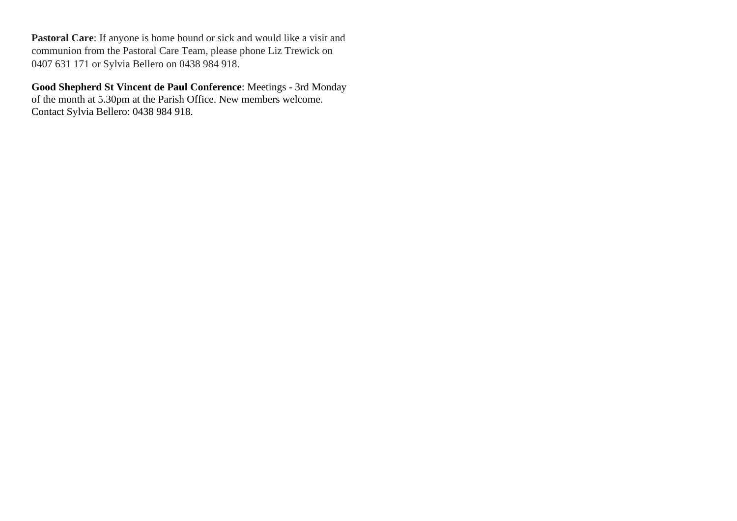**Pastoral Care**: If anyone is home bound or sick and would like a visit and communion from the Pastoral Care Team, please phone Liz Trewick on 0407 631 171 or Sylvia Bellero on 0438 984 918.

**Good Shepherd St Vincent de Paul Conference**: Meetings - 3rd Monday of the month at 5.30pm at the Parish Office. New members welcome. Contact Sylvia Bellero: 0438 984 918.